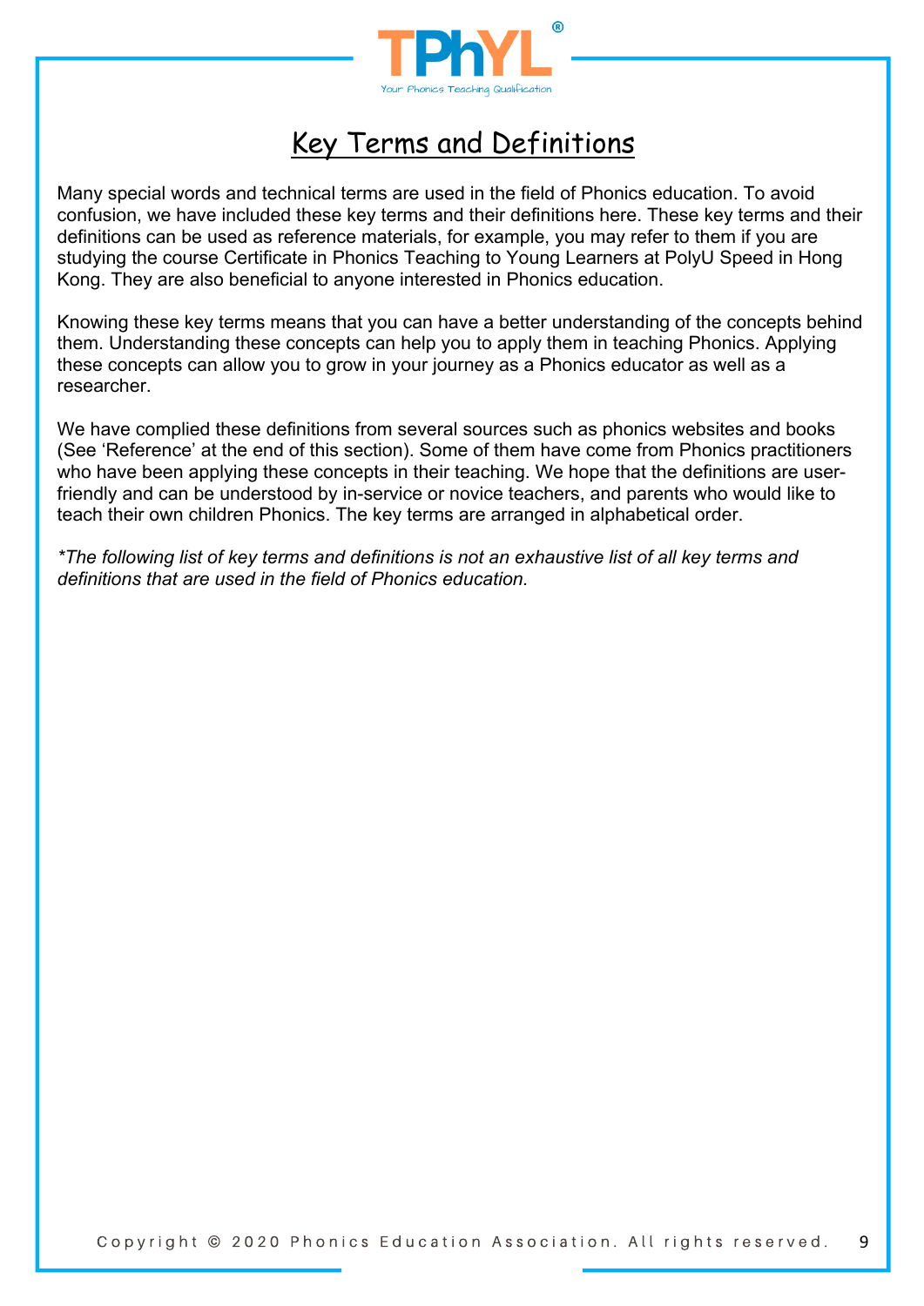# Key Terms and Definitions

Many special words and technical terms are used in the field of Phonics education. To avoid confusion, we have included these key terms and their definitions here. These key terms and their definitions can be used as reference materials, for example, you may refer to them if you are studying the course Certificate in Phonics Teaching to Young Learners at PolyU Speed in Hong Kong. They are also beneficial to anyone interested in Phonics education.

Knowing these key terms means that you can have a better understanding of the concepts behind them. Understanding these concepts can help you to apply them in teaching Phonics. Applying these concepts can allow you to grow in your journey as a Phonics educator as well as a researcher.

We have complied these definitions from several sources such as phonics websites and books (See 'Reference' at the end of this section). Some of them have come from Phonics practitioners who have been applying these concepts in their teaching. We hope that the definitions are user-friendly and can be understood by in-service or novice teachers, and parents who would like to teach their own children Phonics. The key terms are arranged in alphabetical order.

*\*The following list of key terms and definitions is not an exhaustive list of all key terms and definitions that are used in the field of Phonics education.*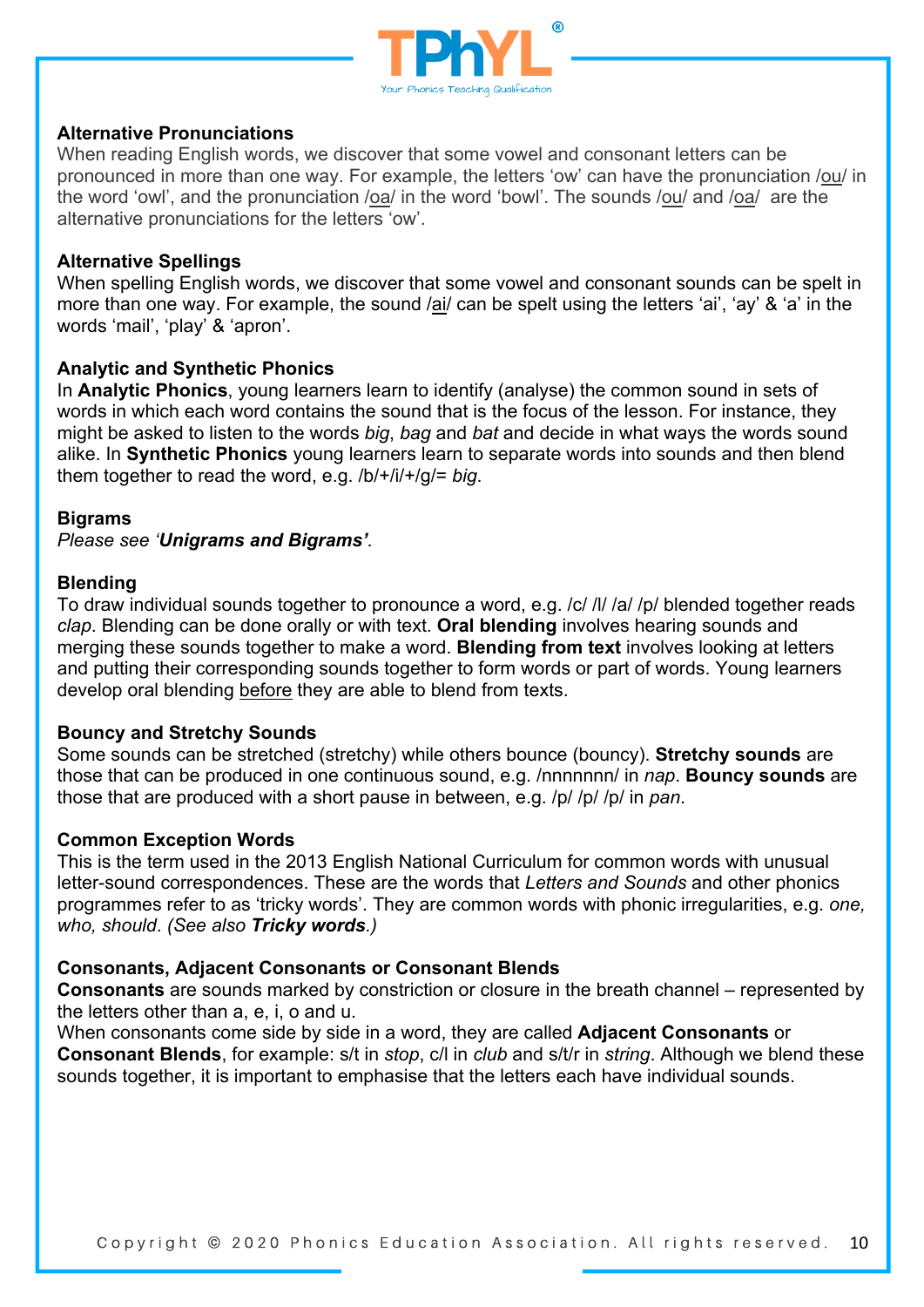### Alternative Pronunciations

When reading English words, we discover that some vowel and consonant letters can be pronounced in more than one way. For example, the letters 'ow' can have the pronunciation /<u>ou</u>/ in the word 'owl', and the pronunciation /<u>oa</u>/ in the word 'bowl'. The sounds /<u>ou</u>/ and /<u>oa</u>/ are the alternative pronunciations for the letters 'ow'.

### Alternative Spellings

When spelling English words, we discover that some vowel and consonant sounds can be spelt in more than one way. For example, the sound /<u>ai</u>/ can be spelt using the letters 'ai', 'ay' & 'a' in the words 'mail', 'play' & 'apron'.

### Analytic and Synthetic Phonics

In **Analytic Phonics**, young learners learn to identify (analyse) the common sound in sets of words in which each word contains the sound that is the focus of the lesson. For instance, they might be asked to listen to the words *big*, *bag* and *bat* and decide in what ways the words sound alike. In **Synthetic Phonics** young learners learn to separate words into sounds and then blend them together to read the word, e.g. /b/+/i/+/g/= *big*.

### Bigrams

*Please see '**Unigrams and Bigrams'**.*

### Blending

To draw individual sounds together to pronounce a word, e.g. /c/ /l/ /a/ /p/ blended together reads *clap*. Blending can be done orally or with text. **Oral blending** involves hearing sounds and merging these sounds together to make a word. **Blending from text** involves looking at letters and putting their corresponding sounds together to form words or part of words. Young learners develop oral blending <u>before</u> they are able to blend from texts.

### Bouncy and Stretchy Sounds

Some sounds can be stretched (stretchy) while others bounce (bouncy). **Stretchy sounds** are those that can be produced in one continuous sound, e.g. /nnnnnnn/ in *nap*. **Bouncy sounds** are those that are produced with a short pause in between, e.g. /p/ /p/ /p/ in *pan*.

### Common Exception Words

This is the term used in the 2013 English National Curriculum for common words with unusual letter-sound correspondences. These are the words that *Letters and Sounds* and other phonics programmes refer to as 'tricky words'. They are common words with phonic irregularities, e.g. *one, who, should*. *(See also **Tricky words**.)*

### Consonants, Adjacent Consonants or Consonant Blends

**Consonants** are sounds marked by constriction or closure in the breath channel – represented by the letters other than a, e, i, o and u.

When consonants come side by side in a word, they are called **Adjacent Consonants** or **Consonant Blends**, for example: s/t in *stop*, c/l in *club* and s/t/r in *string*. Although we blend these sounds together, it is important to emphasise that the letters each have individual sounds.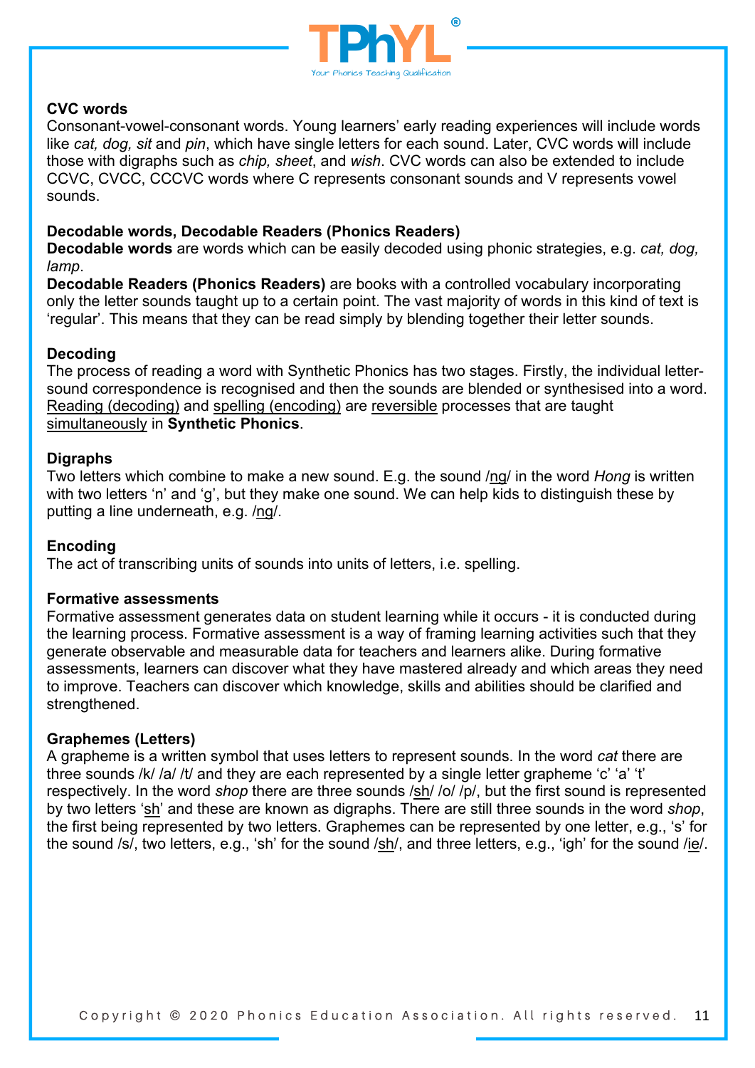**CVC words**
Consonant-vowel-consonant words. Young learners' early reading experiences will include words like *cat, dog, sit* and *pin*, which have single letters for each sound. Later, CVC words will include those with digraphs such as *chip, sheet*, and *wish*. CVC words can also be extended to include CCVC, CVCC, CCCVC words where C represents consonant sounds and V represents vowel sounds.

**Decodable words, Decodable Readers (Phonics Readers)**
**Decodable words** are words which can be easily decoded using phonic strategies, e.g. *cat, dog, lamp*.
**Decodable Readers (Phonics Readers)** are books with a controlled vocabulary incorporating only the letter sounds taught up to a certain point. The vast majority of words in this kind of text is 'regular'. This means that they can be read simply by blending together their letter sounds.

**Decoding**
The process of reading a word with Synthetic Phonics has two stages. Firstly, the individual letter-sound correspondence is recognised and then the sounds are blended or synthesised into a word. <u>Reading (decoding)</u> and <u>spelling (encoding)</u> are <u>reversible</u> processes that are taught <u>simultaneously</u> in **Synthetic Phonics**.

**Digraphs**
Two letters which combine to make a new sound. E.g. the sound /<u>ng</u>/ in the word *Hong* is written with two letters 'n' and 'g', but they make one sound. We can help kids to distinguish these by putting a line underneath, e.g. /<u>ng</u>/.

**Encoding**
The act of transcribing units of sounds into units of letters, i.e. spelling.

**Formative assessments**
Formative assessment generates data on student learning while it occurs - it is conducted during the learning process. Formative assessment is a way of framing learning activities such that they generate observable and measurable data for teachers and learners alike. During formative assessments, learners can discover what they have mastered already and which areas they need to improve. Teachers can discover which knowledge, skills and abilities should be clarified and strengthened.

**Graphemes (Letters)**
A grapheme is a written symbol that uses letters to represent sounds. In the word *cat* there are three sounds /k/ /a/ /t/ and they are each represented by a single letter grapheme 'c' 'a' 't' respectively. In the word *shop* there are three sounds /<u>sh</u>/ /o/ /p/, but the first sound is represented by two letters '<u>sh</u>' and these are known as digraphs. There are still three sounds in the word *shop*, the first being represented by two letters. Graphemes can be represented by one letter, e.g., 's' for the sound /s/, two letters, e.g., 'sh' for the sound /<u>sh</u>/, and three letters, e.g., 'igh' for the sound /<u>ie</u>/.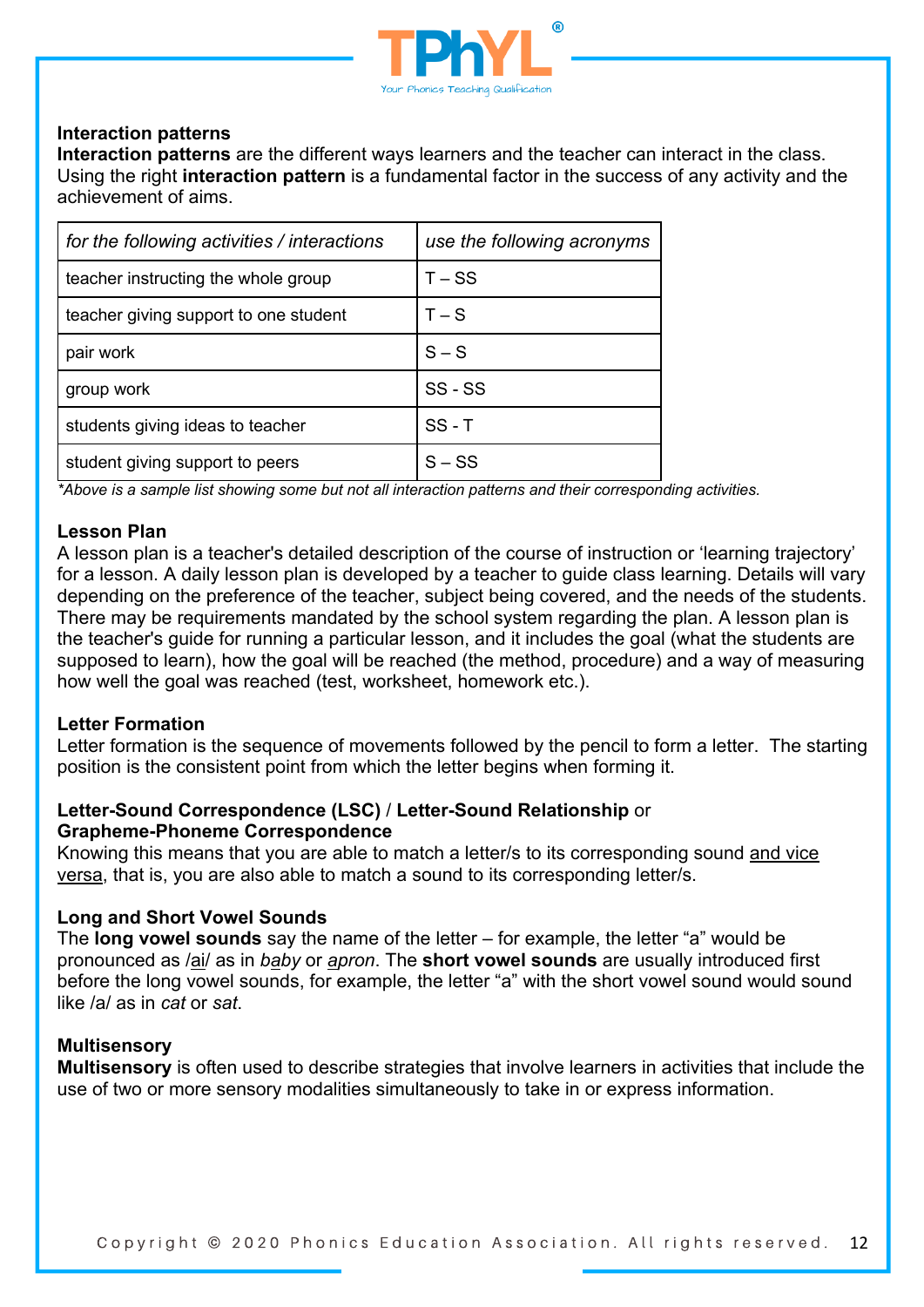### Interaction patterns

**Interaction patterns** are the different ways learners and the teacher can interact in the class. Using the right **interaction pattern** is a fundamental factor in the success of any activity and the achievement of aims.

| *for the following activities / interactions* | *use the following acronyms* |
|---|---|
| teacher instructing the whole group | T – SS |
| teacher giving support to one student | T – S |
| pair work | S – S |
| group work | SS - SS |
| students giving ideas to teacher | SS - T |
| student giving support to peers | S – SS |

*\*Above is a sample list showing some but not all interaction patterns and their corresponding activities.*

### Lesson Plan

A lesson plan is a teacher's detailed description of the course of instruction or 'learning trajectory' for a lesson. A daily lesson plan is developed by a teacher to guide class learning. Details will vary depending on the preference of the teacher, subject being covered, and the needs of the students. There may be requirements mandated by the school system regarding the plan. A lesson plan is the teacher's guide for running a particular lesson, and it includes the goal (what the students are supposed to learn), how the goal will be reached (the method, procedure) and a way of measuring how well the goal was reached (test, worksheet, homework etc.).

### Letter Formation

Letter formation is the sequence of movements followed by the pencil to form a letter. The starting position is the consistent point from which the letter begins when forming it.

### Letter-Sound Correspondence (LSC) / Letter-Sound Relationship or Grapheme-Phoneme Correspondence

Knowing this means that you are able to match a letter/s to its corresponding sound <u>and vice versa</u>, that is, you are also able to match a sound to its corresponding letter/s.

### Long and Short Vowel Sounds

The **long vowel sounds** say the name of the letter – for example, the letter "a" would be pronounced as /<u>ai</u>/ as in *b<u>a</u>by* or *<u>a</u>pron*. The **short vowel sounds** are usually introduced first before the long vowel sounds, for example, the letter "a" with the short vowel sound would sound like /a/ as in *cat* or *sat*.

### Multisensory

**Multisensory** is often used to describe strategies that involve learners in activities that include the use of two or more sensory modalities simultaneously to take in or express information.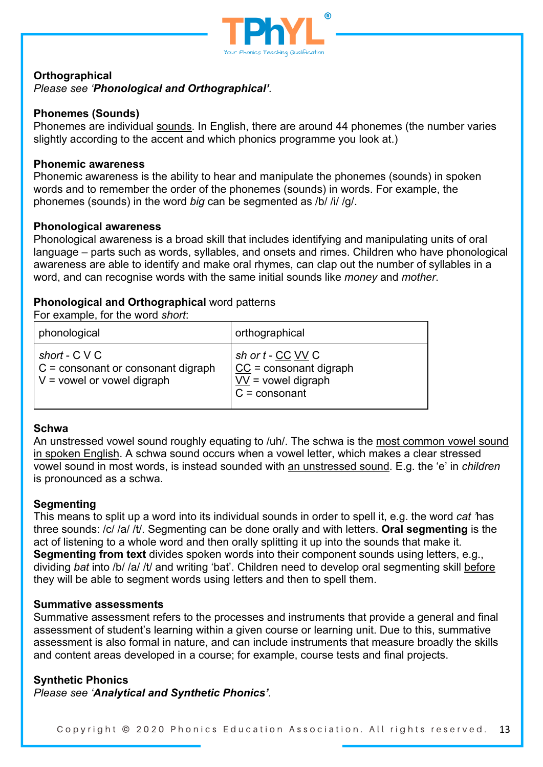**Orthographical**
*Please see '**Phonological and Orthographical'**.*

**Phonemes (Sounds)**
Phonemes are individual sounds. In English, there are around 44 phonemes (the number varies slightly according to the accent and which phonics programme you look at.)

**Phonemic awareness**
Phonemic awareness is the ability to hear and manipulate the phonemes (sounds) in spoken words and to remember the order of the phonemes (sounds) in words. For example, the phonemes (sounds) in the word *big* can be segmented as /b/ /i/ /g/.

**Phonological awareness**
Phonological awareness is a broad skill that includes identifying and manipulating units of oral language – parts such as words, syllables, and onsets and rimes. Children who have phonological awareness are able to identify and make oral rhymes, can clap out the number of syllables in a word, and can recognise words with the same initial sounds like *money* and *mother*.

**Phonological and Orthographical** word patterns
For example, for the word *short*:

| phonological | orthographical |
|---|---|
| *short* - C V C<br>C = consonant or consonant digraph<br>V = vowel or vowel digraph | *sh or t* - CC VV C<br>CC = consonant digraph<br>VV = vowel digraph<br>C = consonant |

**Schwa**
An unstressed vowel sound roughly equating to /uh/. The schwa is the most common vowel sound in spoken English. A schwa sound occurs when a vowel letter, which makes a clear stressed vowel sound in most words, is instead sounded with an unstressed sound. E.g. the 'e' in *children* is pronounced as a schwa.

**Segmenting**
This means to split up a word into its individual sounds in order to spell it, e.g. the word *cat* 'has three sounds: /c/ /a/ /t/. Segmenting can be done orally and with letters. **Oral segmenting** is the act of listening to a whole word and then orally splitting it up into the sounds that make it. **Segmenting from text** divides spoken words into their component sounds using letters, e.g., dividing *bat* into /b/ /a/ /t/ and writing 'bat'. Children need to develop oral segmenting skill before they will be able to segment words using letters and then to spell them.

**Summative assessments**
Summative assessment refers to the processes and instruments that provide a general and final assessment of student's learning within a given course or learning unit. Due to this, summative assessment is also formal in nature, and can include instruments that measure broadly the skills and content areas developed in a course; for example, course tests and final projects.

**Synthetic Phonics**
*Please see '**Analytical and Synthetic Phonics'**.*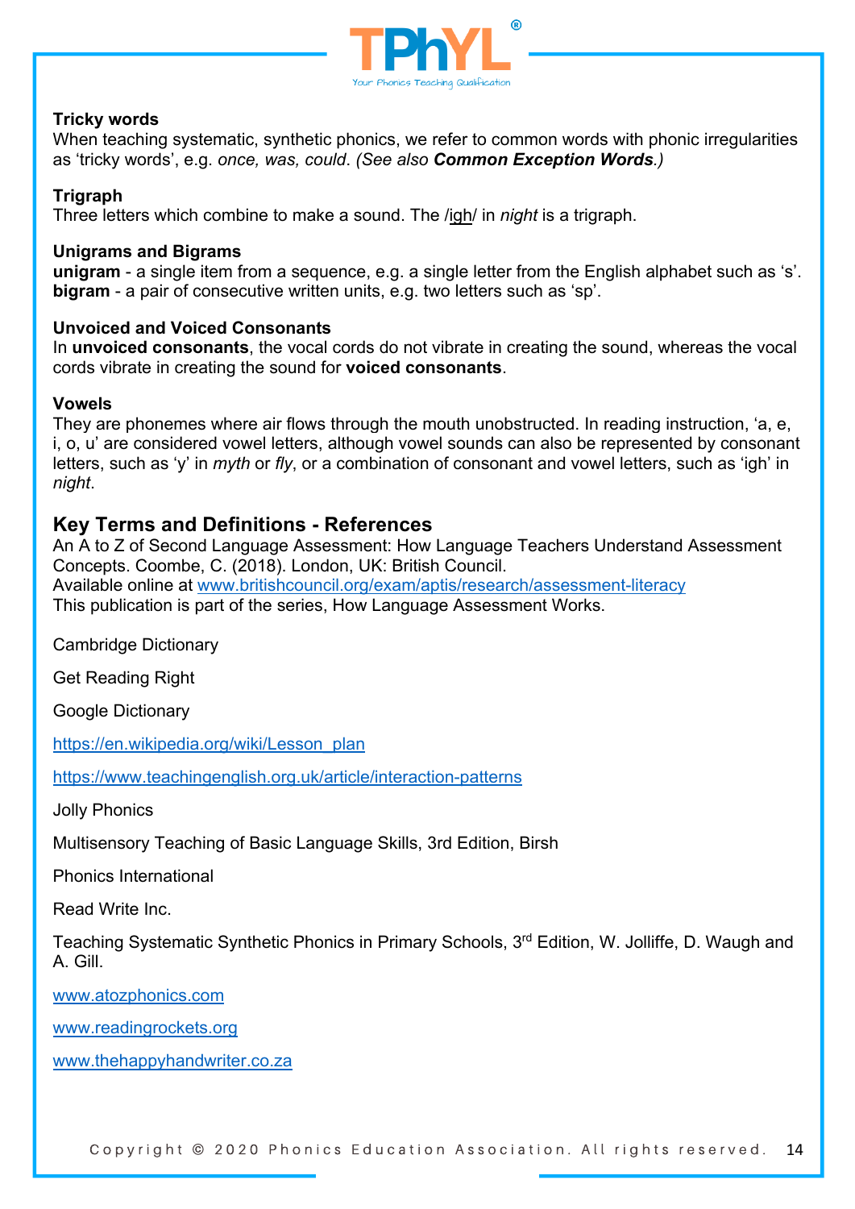### Tricky words

When teaching systematic, synthetic phonics, we refer to common words with phonic irregularities as 'tricky words', e.g. *once, was, could*. *(See also **Common Exception Words**.)*

### Trigraph

Three letters which combine to make a sound. The /igh/ in *night* is a trigraph.

### Unigrams and Bigrams

**unigram** - a single item from a sequence, e.g. a single letter from the English alphabet such as 's'.
**bigram** - a pair of consecutive written units, e.g. two letters such as 'sp'.

### Unvoiced and Voiced Consonants

In **unvoiced consonants**, the vocal cords do not vibrate in creating the sound, whereas the vocal cords vibrate in creating the sound for **voiced consonants**.

### Vowels

They are phonemes where air flows through the mouth unobstructed. In reading instruction, 'a, e, i, o, u' are considered vowel letters, although vowel sounds can also be represented by consonant letters, such as 'y' in *myth* or *fly*, or a combination of consonant and vowel letters, such as 'igh' in *night*.

## Key Terms and Definitions - References

An A to Z of Second Language Assessment: How Language Teachers Understand Assessment Concepts. Coombe, C. (2018). London, UK: British Council.
Available online at www.britishcouncil.org/exam/aptis/research/assessment-literacy
This publication is part of the series, How Language Assessment Works.

Cambridge Dictionary

Get Reading Right

Google Dictionary

https://en.wikipedia.org/wiki/Lesson_plan

https://www.teachingenglish.org.uk/article/interaction-patterns

Jolly Phonics

Multisensory Teaching of Basic Language Skills, 3rd Edition, Birsh

Phonics International

Read Write Inc.

Teaching Systematic Synthetic Phonics in Primary Schools, 3rd Edition, W. Jolliffe, D. Waugh and A. Gill.

www.atozphonics.com

www.readingrockets.org

www.thehappyhandwriter.co.za

Copyright © 2020 Phonics Education Association. All rights reserved.